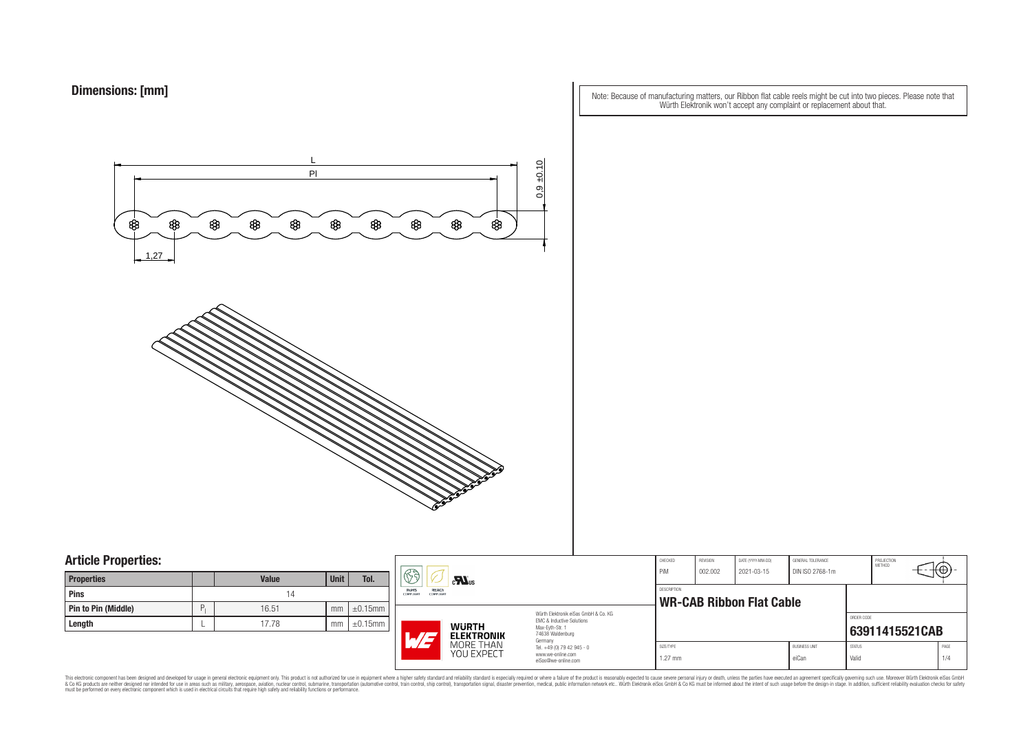## Dimensions: [mm]

Note: Because of manufacturing matters, our Ribbon flat cable reels might be cut into two pieces. Please note that Würth Elektronik won't accept any complaint or replacement about that.

L

Pl

0.9 ±0.10

1,27

## Article Properties:

| Properties | | Value | Unit | Tol. |
|---|---|---|---|---|
| Pins | | 14 | | |
| Pin to Pin (Middle) | $P_l$ | 16.51 | mm | ±0.15mm |
| Length | L | 17.78 | mm | ±0.15mm |

RoHS COMPLIANT | REACh COMPLIANT | cRUus

WÜRTH ELEKTRONIK MORE THAN YOU EXPECT

Würth Elektronik eiSos GmbH & Co. KG
EMC & Inductive Solutions
Max-Eyth-Str. 1
74638 Waldenburg
Germany
Tel. +49 (0) 79 42 945 - 0
www.we-online.com
eiSos@we-online.com

| CHECKED | REVISION | DATE (YYYY-MM-DD) | GENERAL TOLERANCE | PROJECTION METHOD |
|---|---|---|---|---|
| PiM | 002.002 | 2021-03-15 | DIN ISO 2768-1m | |

DESCRIPTION
**WR-CAB Ribbon Flat Cable**

ORDER CODE
**63911415521CAB**

| SIZE/TYPE | BUSINESS UNIT | STATUS | PAGE |
|---|---|---|---|
| 1.27 mm | eiCan | Valid | 1/4 |

This electronic component has been designed and developed for usage in general electronic equipment only. This product is not authorized for use in equipment where a higher safety standard and reliability standard is especially required or where a failure of the product is reasonably expected to cause severe personal injury or death, unless the parties have executed an agreement specifically governing such use. Moreover Würth Elektronik eiSos GmbH & Co KG products are neither designed nor intended for use in areas such as military, aerospace, aviation, nuclear control, submarine, transportation (automotive control, train control, ship control), transportation signal, disaster prevention, medical, public information network etc.. Würth Elektronik eiSos GmbH & Co KG must be informed about the intent of such usage before the design-in stage. In addition, sufficient reliability evaluation checks for safety must be performed on every electronic component which is used in electrical circuits that require high safety and reliability functions or performance.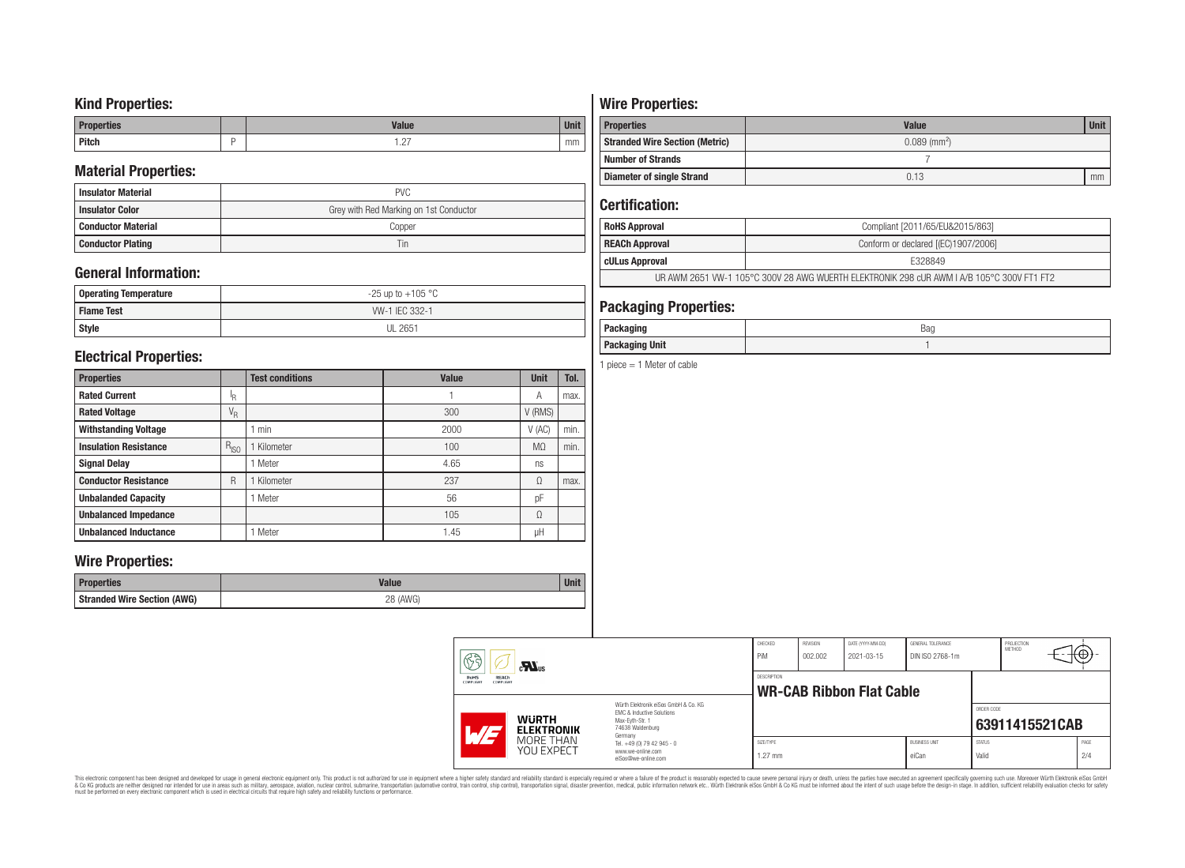## Kind Properties:

| Properties | | Value | Unit |
|---|---|---|---|
| Pitch | P | 1.27 | mm |

## Material Properties:

| | |
|---|---|
| Insulator Material | PVC |
| Insulator Color | Grey with Red Marking on 1st Conductor |
| Conductor Material | Copper |
| Conductor Plating | Tin |

## General Information:

| | |
|---|---|
| Operating Temperature | -25 up to +105 °C |
| Flame Test | VW-1 IEC 332-1 |
| Style | UL 2651 |

## Electrical Properties:

| Properties | | Test conditions | Value | Unit | Tol. |
|---|---|---|---|---|---|
| Rated Current | $I_R$ | | 1 | A | max. |
| Rated Voltage | $V_R$ | | 300 | V (RMS) | |
| Withstanding Voltage | | 1 min | 2000 | V (AC) | min. |
| Insulation Resistance | $R_{ISO}$ | 1 Kilometer | 100 | MΩ | min. |
| Signal Delay | | 1 Meter | 4.65 | ns | |
| Conductor Resistance | R | 1 Kilometer | 237 | Ω | max. |
| Unbalanded Capacity | | 1 Meter | 56 | pF | |
| Unbalanded Impedance | | | 105 | Ω | |
| Unbalanced Inductance | | 1 Meter | 1.45 | µH | |

## Wire Properties:

| Properties | Value | Unit |
|---|---|---|
| Stranded Wire Section (AWG) | 28 (AWG) | |

## Wire Properties:

| Properties | Value | Unit |
|---|---|---|
| Stranded Wire Section (Metric) | 0.089 ($mm^2$) | |
| Number of Strands | 7 | |
| Diameter of single Strand | 0.13 | mm |

## Certification:

| | |
|---|---|
| RoHS Approval | Compliant [2011/65/EU&2015/863] |
| REACh Approval | Conform or declared [(EC)1907/2006] |
| cULus Approval | E328849 |
| UR AWM 2651 VW-1 105°C 300V 28 AWG WUERTH ELEKTRONIK 298 cUR AWM I A/B 105°C 300V FT1 FT2 | |

## Packaging Properties:

| | |
|---|---|
| Packaging | Bag |
| Packaging Unit | 1 |

1 piece = 1 Meter of cable

| CHECKED | REVISION | DATE (YYYY-MM-DD) | GENERAL TOLERANCE | PROJECTION METHOD |
|---|---|---|---|---|
| PiM | 002.002 | 2021-03-15 | DIN ISO 2768-1m | |

DESCRIPTION: **WR-CAB Ribbon Flat Cable**

ORDER CODE: **63911415521CAB**

| SIZE/TYPE | BUSINESS UNIT | STATUS | PAGE |
|---|---|---|---|
| 1.27 mm | eiCan | Valid | 2/4 |

Würth Elektronik eiSos GmbH & Co. KG
EMC & Inductive Solutions
Max-Eyth-Str. 1
74638 Waldenburg
Germany
Tel. +49 (0) 79 42 945 - 0
www.we-online.com
eiSos@we-online.com

WÜRTH ELEKTRONIK MORE THAN YOU EXPECT

This electronic component has been designed and developed for usage in general electronic equipment only. This product is not authorized for use in equipment where a higher safety standard and reliability standard is especially required or where a failure of the product is reasonably expected to cause severe personal injury or death, unless the parties have executed an agreement specifically governing such use. Moreover Würth Elektronik eiSos GmbH & Co KG products are neither designed nor intended for use in areas such as military, aerospace, aviation, nuclear control, submarine, transportation (automotive control, train control, ship control), transportation signal, disaster prevention, medical, public information network etc.. Würth Elektronik eiSos GmbH & Co KG must be informed about the intent of such usage before the design-in stage. In addition, sufficient reliability evaluation checks for safety must be performed on every electronic component which is used in electrical circuits that require high safety and reliability functions or performance.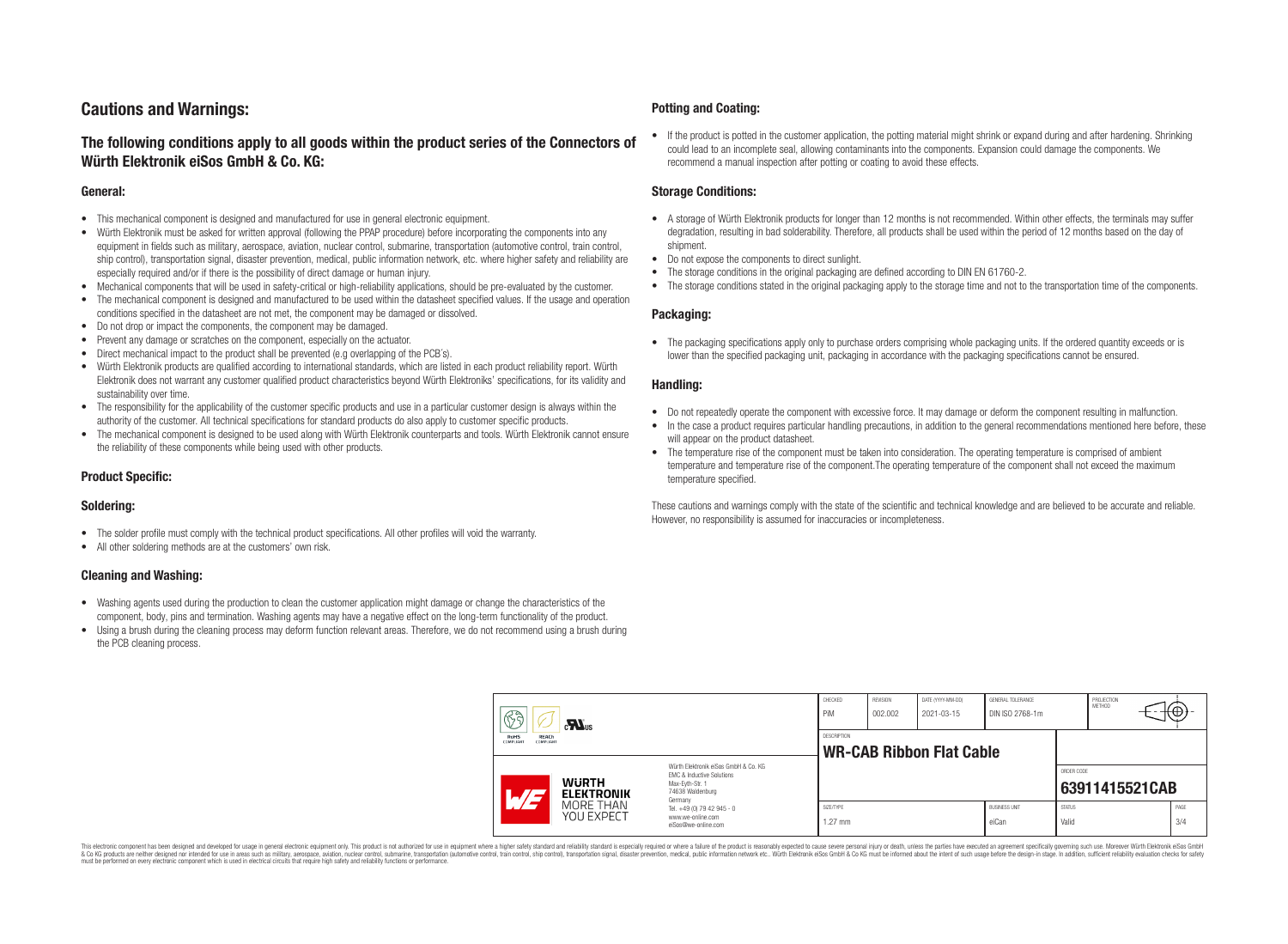# Cautions and Warnings:

## The following conditions apply to all goods within the product series of the Connectors of Würth Elektronik eiSos GmbH & Co. KG:

### General:

- This mechanical component is designed and manufactured for use in general electronic equipment.
- Würth Elektronik must be asked for written approval (following the PPAP procedure) before incorporating the components into any equipment in fields such as military, aerospace, aviation, nuclear control, submarine, transportation (automotive control, train control, ship control), transportation signal, disaster prevention, medical, public information network, etc. where higher safety and reliability are especially required and/or if there is the possibility of direct damage or human injury.
- Mechanical components that will be used in safety-critical or high-reliability applications, should be pre-evaluated by the customer.
- The mechanical component is designed and manufactured to be used within the datasheet specified values. If the usage and operation conditions specified in the datasheet are not met, the component may be damaged or dissolved.
- Do not drop or impact the components, the component may be damaged.
- Prevent any damage or scratches on the component, especially on the actuator.
- Direct mechanical impact to the product shall be prevented (e.g overlapping of the PCB's).
- Würth Elektronik products are qualified according to international standards, which are listed in each product reliability report. Würth Elektronik does not warrant any customer qualified product characteristics beyond Würth Elektroniks' specifications, for its validity and sustainability over time.
- The responsibility for the applicability of the customer specific products and use in a particular customer design is always within the authority of the customer. All technical specifications for standard products do also apply to customer specific products.
- The mechanical component is designed to be used along with Würth Elektronik counterparts and tools. Würth Elektronik cannot ensure the reliability of these components while being used with other products.

### Product Specific:

### Soldering:

- The solder profile must comply with the technical product specifications. All other profiles will void the warranty.
- All other soldering methods are at the customers' own risk.

### Cleaning and Washing:

- Washing agents used during the production to clean the customer application might damage or change the characteristics of the component, body, pins and termination. Washing agents may have a negative effect on the long-term functionality of the product.
- Using a brush during the cleaning process may deform function relevant areas. Therefore, we do not recommend using a brush during the PCB cleaning process.

### Potting and Coating:

- If the product is potted in the customer application, the potting material might shrink or expand during and after hardening. Shrinking could lead to an incomplete seal, allowing contaminants into the components. Expansion could damage the components. We recommend a manual inspection after potting or coating to avoid these effects.

### Storage Conditions:

- A storage of Würth Elektronik products for longer than 12 months is not recommended. Within other effects, the terminals may suffer degradation, resulting in bad solderability. Therefore, all products shall be used within the period of 12 months based on the day of shipment.
- Do not expose the components to direct sunlight.
- The storage conditions in the original packaging are defined according to DIN EN 61760-2.
- The storage conditions stated in the original packaging apply to the storage time and not to the transportation time of the components.

### Packaging:

- The packaging specifications apply only to purchase orders comprising whole packaging units. If the ordered quantity exceeds or is lower than the specified packaging unit, packaging in accordance with the packaging specifications cannot be ensured.

### Handling:

- Do not repeatedly operate the component with excessive force. It may damage or deform the component resulting in malfunction.
- In the case a product requires particular handling precautions, in addition to the general recommendations mentioned here before, these will appear on the product datasheet.
- The temperature rise of the component must be taken into consideration. The operating temperature is comprised of ambient temperature and temperature rise of the component.The operating temperature of the component shall not exceed the maximum temperature specified.

These cautions and warnings comply with the state of the scientific and technical knowledge and are believed to be accurate and reliable. However, no responsibility is assumed for inaccuracies or incompleteness.

| CHECKED | REVISION | DATE (YYYY-MM-DD) | GENERAL TOLERANCE | PROJECTION METHOD |
|---|---|---|---|---|
| PiM | 002.002 | 2021-03-15 | DIN ISO 2768-1m | |

| DESCRIPTION | ORDER CODE |
|---|---|
| WR-CAB Ribbon Flat Cable | 63911415521CAB |

| SIZE/TYPE | BUSINESS UNIT | STATUS | PAGE |
|---|---|---|---|
| 1.27 mm | eiCan | Valid | 3/4 |

Würth Elektronik eiSos GmbH & Co. KG
EMC & Inductive Solutions
Max-Eyth-Str. 1
74638 Waldenburg
Germany
Tel. +49 (0) 79 42 945 - 0
www.we-online.com
eiSos@we-online.com

This electronic component has been designed and developed for usage in general electronic equipment only. This product is not authorized for use in equipment where a higher safety standard and reliability standard is especially required or where a failure of the product is reasonably expected to cause severe personal injury or death, unless the parties have executed an agreement specifically governing such usage. Moreover Würth Elektronik eiSos GmbH & Co KG products are neither designed nor intended for use in areas such as military, aerospace, aviation, nuclear control, submarine, transportation (automotive control, train control, ship control), transportation signal, disaster prevention, medical, public information network etc.. Würth Elektronik eiSos GmbH & Co KG must be informed about the intent of such usage before the design-in stage. In addition, sufficient reliability evaluation checks for safety must be performed on every electronic component which is used in electrical circuits that require high safety and reliability functions or performance.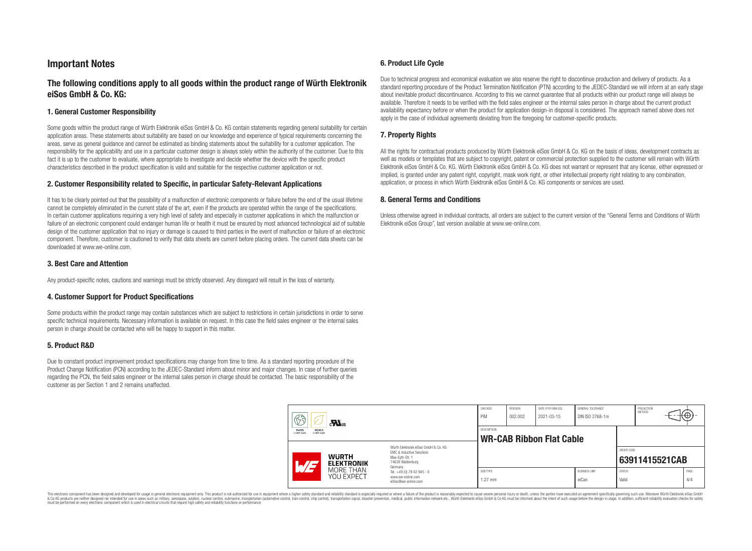# Important Notes

## The following conditions apply to all goods within the product range of Würth Elektronik eiSos GmbH & Co. KG:

### 1. General Customer Responsibility

Some goods within the product range of Würth Elektronik eiSos GmbH & Co. KG contain statements regarding general suitability for certain application areas. These statements about suitability are based on our knowledge and experience of typical requirements concerning the areas, serve as general guidance and cannot be estimated as binding statements about the suitability for a customer application. The responsibility for the applicability and use in a particular customer design is always solely within the authority of the customer. Due to this fact it is up to the customer to evaluate, where appropriate to investigate and decide whether the device with the specific product characteristics described in the product specification is valid and suitable for the respective customer application or not.

### 2. Customer Responsibility related to Specific, in particular Safety-Relevant Applications

It has to be clearly pointed out that the possibility of a malfunction of electronic components or failure before the end of the usual lifetime cannot be completely eliminated in the current state of the art, even if the products are operated within the range of the specifications. In certain customer applications requiring a very high level of safety and especially in customer applications in which the malfunction or failure of an electronic component could endanger human life or health it must be ensured by most advanced technological aid of suitable design of the customer application that no injury or damage is caused to third parties in the event of malfunction or failure of an electronic component. Therefore, customer is cautioned to verify that data sheets are current before placing orders. The current data sheets can be downloaded at www.we-online.com.

### 3. Best Care and Attention

Any product-specific notes, cautions and warnings must be strictly observed. Any disregard will result in the loss of warranty.

### 4. Customer Support for Product Specifications

Some products within the product range may contain substances which are subject to restrictions in certain jurisdictions in order to serve specific technical requirements. Necessary information is available on request. In this case the field sales engineer or the internal sales person in charge should be contacted who will be happy to support in this matter.

### 5. Product R&D

Due to constant product improvement product specifications may change from time to time. As a standard reporting procedure of the Product Change Notification (PCN) according to the JEDEC-Standard inform about minor and major changes. In case of further queries regarding the PCN, the field sales engineer or the internal sales person in charge should be contacted. The basic responsibility of the customer as per Section 1 and 2 remains unaffected.

### 6. Product Life Cycle

Due to technical progress and economical evaluation we also reserve the right to discontinue production and delivery of products. As a standard reporting procedure of the Product Termination Notification (PTN) according to the JEDEC-Standard we will inform at an early stage about inevitable product discontinuance. According to this we cannot guarantee that all products within our product range will always be available. Therefore it needs to be verified with the field sales engineer or the internal sales person in charge about the current product availability expectancy before or when the product for application design-in disposal is considered. The approach named above does not apply in the case of individual agreements deviating from the foregoing for customer-specific products.

### 7. Property Rights

All the rights for contractual products produced by Würth Elektronik eiSos GmbH & Co. KG on the basis of ideas, development contracts as well as models or templates that are subject to copyright, patent or commercial protection supplied to the customer will remain with Würth Elektronik eiSos GmbH & Co. KG. Würth Elektronik eiSos GmbH & Co. KG does not warrant or represent that any license, either expressed or implied, is granted under any patent right, copyright, mask work right, or other intellectual property right relating to any combination, application, or process in which Würth Elektronik eiSos GmbH & Co. KG components or services are used.

### 8. General Terms and Conditions

Unless otherwise agreed in individual contracts, all orders are subject to the current version of the "General Terms and Conditions of Würth Elektronik eiSos Group", last version available at www.we-online.com.

| CHECKED | REVISION | DATE (YYYY-MM-DD) | GENERAL TOLERANCE | PROJECTION METHOD |
|---|---|---|---|---|
| PiM | 002.002 | 2021-03-15 | DIN ISO 2768-1m | |

DESCRIPTION: **WR-CAB Ribbon Flat Cable**

ORDER CODE: **63911415521CAB**

| SIZE/TYPE | BUSINESS UNIT | STATUS | PAGE |
|---|---|---|---|
| 1.27 mm | eiCan | Valid | 4/4 |

Würth Elektronik eiSos GmbH & Co. KG
EMC & Inductive Solutions
Max-Eyth-Str. 1
74638 Waldenburg
Germany
Tel. +49 (0) 79 42 945 - 0
www.we-online.com
eiSos@we-online.com

This electronic component has been designed and developed for usage in general electronic equipment only. This product is not authorized for use in equipment where a higher safety standard and reliability standard is especially required or where a failure of the product is reasonably expected to cause severe personal injury or death, unless the parties have executed an agreement specifically governing such use. Moreover Würth Elektronik eiSos GmbH & Co KG products are neither designed nor intended for use in areas such as military, aerospace, aviation, nuclear control, submarine, transportation (automotive control, train control, ship control), transportation signal, disaster prevention, medical, public information network etc.. Würth Elektronik eiSos GmbH & Co KG must be informed about the intent of such usage before the design-in stage. In addition, sufficient reliability evaluation checks for safety must be performed on every electronic component which is used in electrical circuits that require high safety and reliability functions or performance.